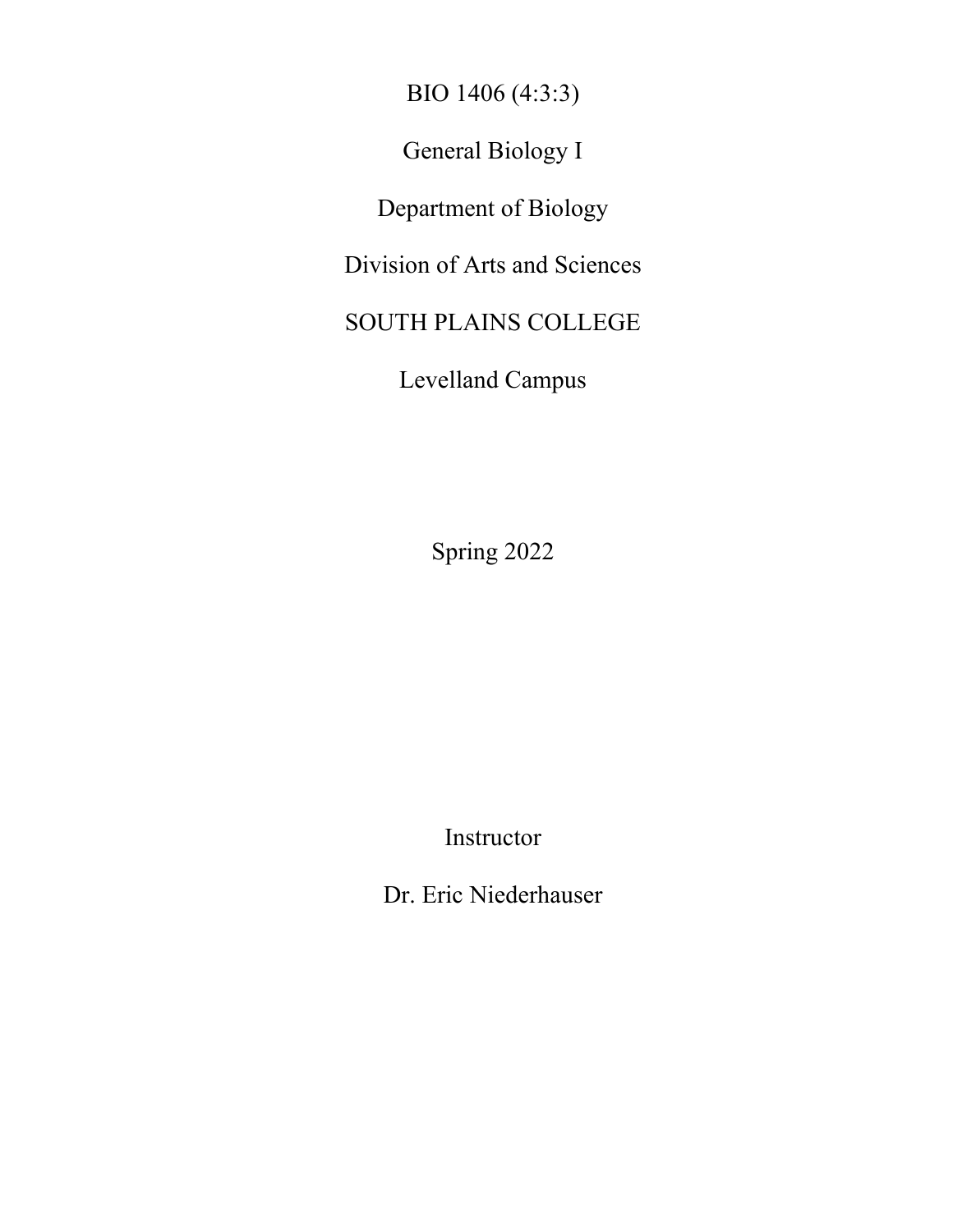BIO 1406 (4:3:3)

General Biology I

Department of Biology

Division of Arts and Sciences

SOUTH PLAINS COLLEGE

Levelland Campus

Spring 2022

Instructor

Dr. Eric Niederhauser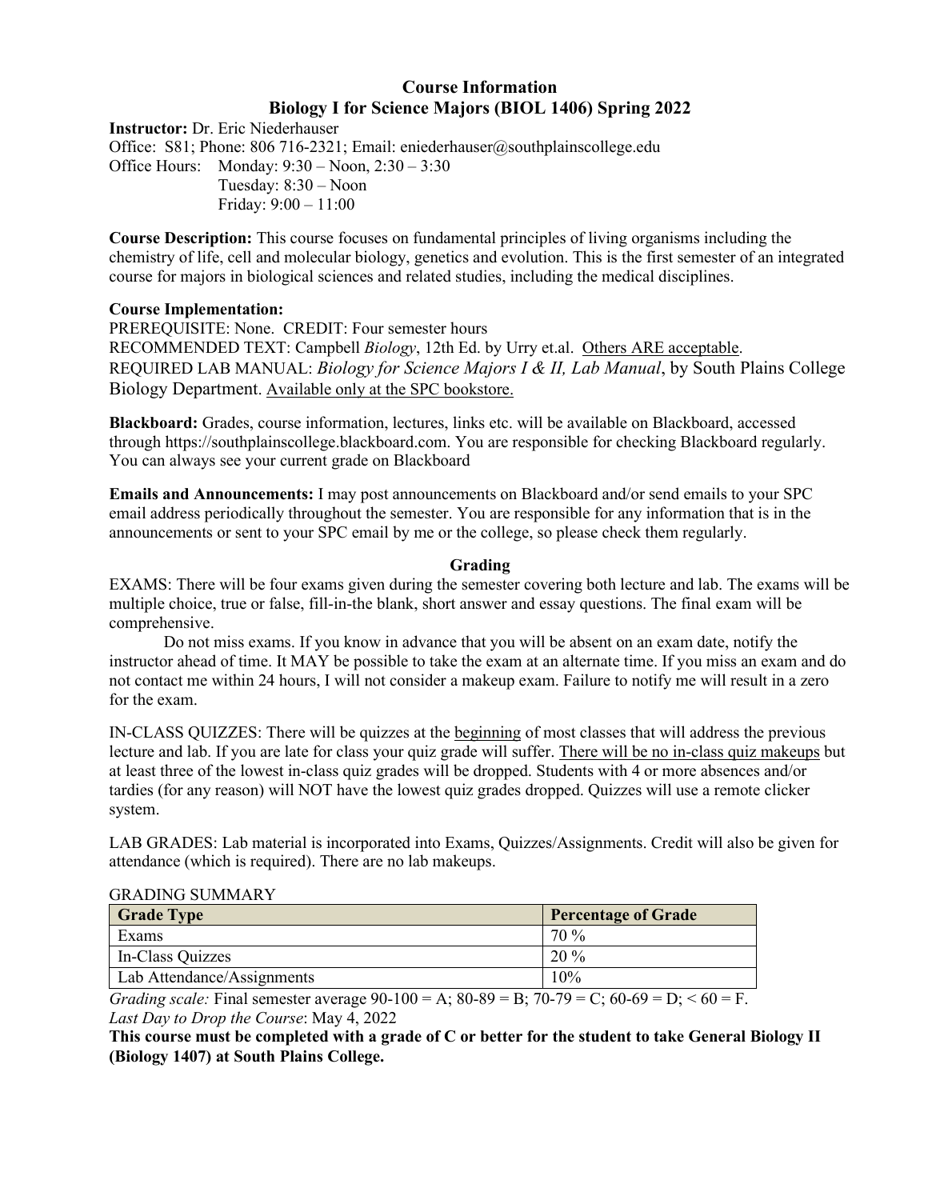# Course Information
## Biology I for Science Majors (BIOL 1406) Spring 2022

**Instructor:** Dr. Eric Niederhauser
Office: S81; Phone: 806 716-2321; Email: eniederhauser@southplainscollege.edu
Office Hours: Monday: 9:30 – Noon, 2:30 – 3:30
Tuesday: 8:30 – Noon
Friday: 9:00 – 11:00

**Course Description:** This course focuses on fundamental principles of living organisms including the chemistry of life, cell and molecular biology, genetics and evolution. This is the first semester of an integrated course for majors in biological sciences and related studies, including the medical disciplines.

**Course Implementation:**
PREREQUISITE: None. CREDIT: Four semester hours
RECOMMENDED TEXT: Campbell *Biology*, 12th Ed. by Urry et.al. Others ARE acceptable.
REQUIRED LAB MANUAL: *Biology for Science Majors I & II, Lab Manual*, by South Plains College Biology Department. Available only at the SPC bookstore.

**Blackboard:** Grades, course information, lectures, links etc. will be available on Blackboard, accessed through https://southplainscollege.blackboard.com. You are responsible for checking Blackboard regularly. You can always see your current grade on Blackboard

**Emails and Announcements:** I may post announcements on Blackboard and/or send emails to your SPC email address periodically throughout the semester. You are responsible for any information that is in the announcements or sent to your SPC email by me or the college, so please check them regularly.

### Grading

EXAMS: There will be four exams given during the semester covering both lecture and lab. The exams will be multiple choice, true or false, fill-in-the blank, short answer and essay questions. The final exam will be comprehensive.

Do not miss exams. If you know in advance that you will be absent on an exam date, notify the instructor ahead of time. It MAY be possible to take the exam at an alternate time. If you miss an exam and do not contact me within 24 hours, I will not consider a makeup exam. Failure to notify me will result in a zero for the exam.

IN-CLASS QUIZZES: There will be quizzes at the beginning of most classes that will address the previous lecture and lab. If you are late for class your quiz grade will suffer. There will be no in-class quiz makeups but at least three of the lowest in-class quiz grades will be dropped. Students with 4 or more absences and/or tardies (for any reason) will NOT have the lowest quiz grades dropped. Quizzes will use a remote clicker system.

LAB GRADES: Lab material is incorporated into Exams, Quizzes/Assignments. Credit will also be given for attendance (which is required). There are no lab makeups.

GRADING SUMMARY

| Grade Type | Percentage of Grade |
|---|---|
| Exams | 70 % |
| In-Class Quizzes | 20 % |
| Lab Attendance/Assignments | 10% |

*Grading scale:* Final semester average 90-100 = A; 80-89 = B; 70-79 = C; 60-69 = D; < 60 = F.
*Last Day to Drop the Course*: May 4, 2022

**This course must be completed with a grade of C or better for the student to take General Biology II (Biology 1407) at South Plains College.**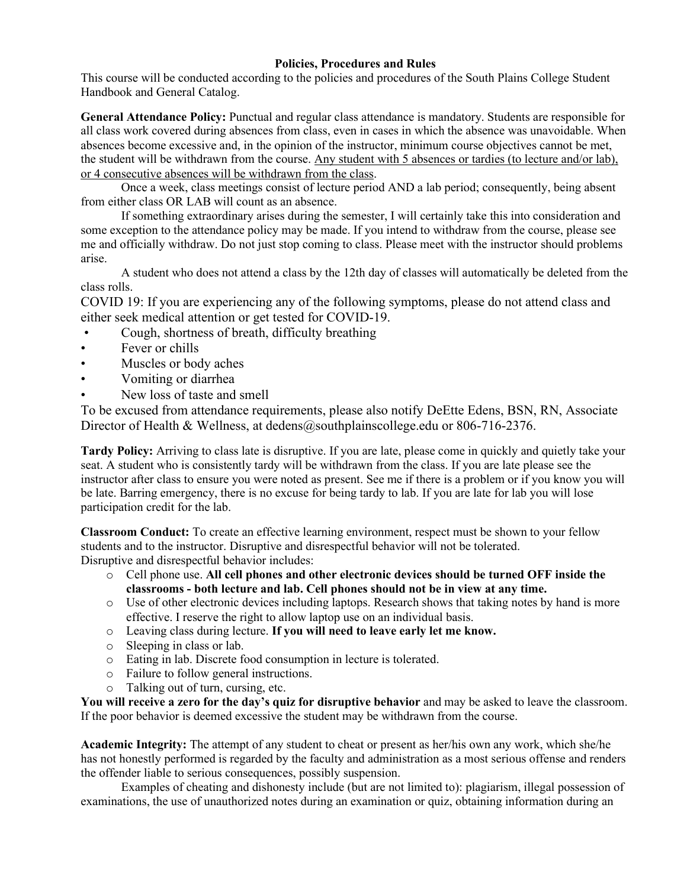**Policies, Procedures and Rules**

This course will be conducted according to the policies and procedures of the South Plains College Student Handbook and General Catalog.

**General Attendance Policy:** Punctual and regular class attendance is mandatory. Students are responsible for all class work covered during absences from class, even in cases in which the absence was unavoidable. When absences become excessive and, in the opinion of the instructor, minimum course objectives cannot be met, the student will be withdrawn from the course. <u>Any student with 5 absences or tardies (to lecture and/or lab), or 4 consecutive absences will be withdrawn from the class</u>.

Once a week, class meetings consist of lecture period AND a lab period; consequently, being absent from either class OR LAB will count as an absence.

If something extraordinary arises during the semester, I will certainly take this into consideration and some exception to the attendance policy may be made. If you intend to withdraw from the course, please see me and officially withdraw. Do not just stop coming to class. Please meet with the instructor should problems arise.

A student who does not attend a class by the 12th day of classes will automatically be deleted from the class rolls.

COVID 19: If you are experiencing any of the following symptoms, please do not attend class and either seek medical attention or get tested for COVID-19.

- Cough, shortness of breath, difficulty breathing
- Fever or chills
- Muscles or body aches
- Vomiting or diarrhea
- New loss of taste and smell

To be excused from attendance requirements, please also notify DeEtte Edens, BSN, RN, Associate Director of Health & Wellness, at dedens@southplainscollege.edu or 806-716-2376.

**Tardy Policy:** Arriving to class late is disruptive. If you are late, please come in quickly and quietly take your seat. A student who is consistently tardy will be withdrawn from the class. If you are late please see the instructor after class to ensure you were noted as present. See me if there is a problem or if you know you will be late. Barring emergency, there is no excuse for being tardy to lab. If you are late for lab you will lose participation credit for the lab.

**Classroom Conduct:** To create an effective learning environment, respect must be shown to your fellow students and to the instructor. Disruptive and disrespectful behavior will not be tolerated.
Disruptive and disrespectful behavior includes:

- Cell phone use. **All cell phones and other electronic devices should be turned OFF inside the classrooms - both lecture and lab. Cell phones should not be in view at any time.**
- Use of other electronic devices including laptops. Research shows that taking notes by hand is more effective. I reserve the right to allow laptop use on an individual basis.
- Leaving class during lecture. **If you will need to leave early let me know.**
- Sleeping in class or lab.
- Eating in lab. Discrete food consumption in lecture is tolerated.
- Failure to follow general instructions.
- Talking out of turn, cursing, etc.

**You will receive a zero for the day's quiz for disruptive behavior** and may be asked to leave the classroom. If the poor behavior is deemed excessive the student may be withdrawn from the course.

**Academic Integrity:** The attempt of any student to cheat or present as her/his own any work, which she/he has not honestly performed is regarded by the faculty and administration as a most serious offense and renders the offender liable to serious consequences, possibly suspension.

Examples of cheating and dishonesty include (but are not limited to): plagiarism, illegal possession of examinations, the use of unauthorized notes during an examination or quiz, obtaining information during an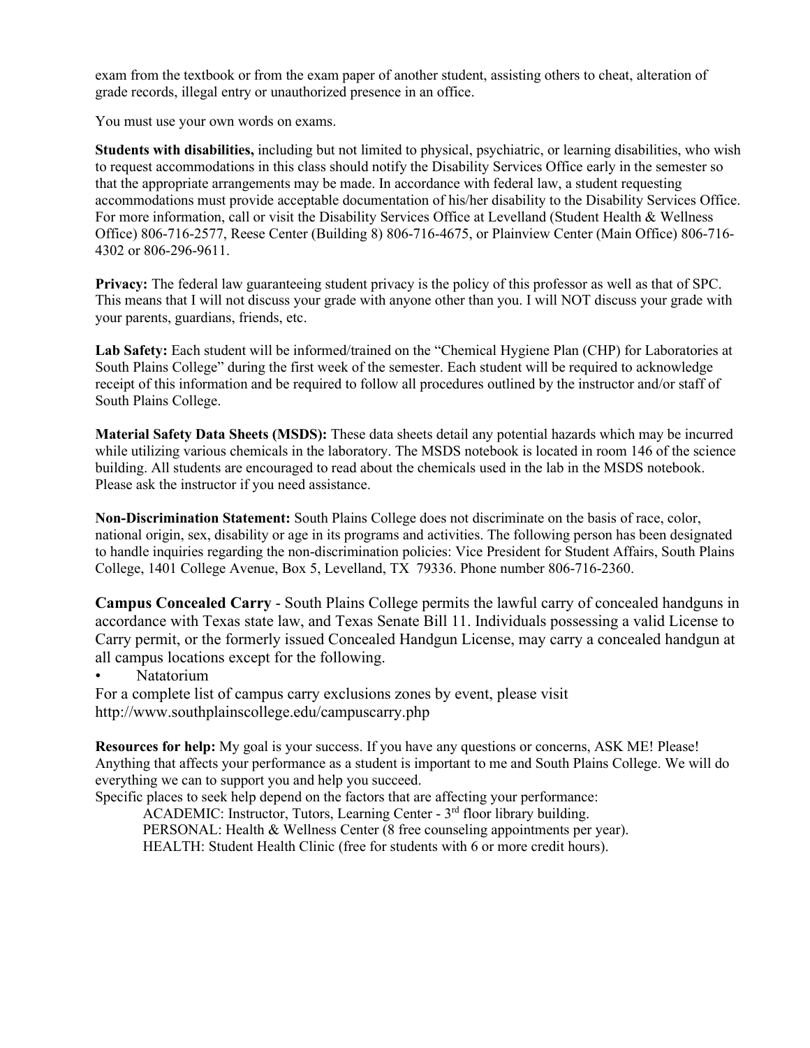exam from the textbook or from the exam paper of another student, assisting others to cheat, alteration of grade records, illegal entry or unauthorized presence in an office.

You must use your own words on exams.

**Students with disabilities,** including but not limited to physical, psychiatric, or learning disabilities, who wish to request accommodations in this class should notify the Disability Services Office early in the semester so that the appropriate arrangements may be made. In accordance with federal law, a student requesting accommodations must provide acceptable documentation of his/her disability to the Disability Services Office. For more information, call or visit the Disability Services Office at Levelland (Student Health & Wellness Office) 806-716-2577, Reese Center (Building 8) 806-716-4675, or Plainview Center (Main Office) 806-716-4302 or 806-296-9611.

**Privacy:** The federal law guaranteeing student privacy is the policy of this professor as well as that of SPC. This means that I will not discuss your grade with anyone other than you. I will NOT discuss your grade with your parents, guardians, friends, etc.

**Lab Safety:** Each student will be informed/trained on the "Chemical Hygiene Plan (CHP) for Laboratories at South Plains College" during the first week of the semester. Each student will be required to acknowledge receipt of this information and be required to follow all procedures outlined by the instructor and/or staff of South Plains College.

**Material Safety Data Sheets (MSDS):** These data sheets detail any potential hazards which may be incurred while utilizing various chemicals in the laboratory. The MSDS notebook is located in room 146 of the science building. All students are encouraged to read about the chemicals used in the lab in the MSDS notebook. Please ask the instructor if you need assistance.

**Non-Discrimination Statement:** South Plains College does not discriminate on the basis of race, color, national origin, sex, disability or age in its programs and activities. The following person has been designated to handle inquiries regarding the non-discrimination policies: Vice President for Student Affairs, South Plains College, 1401 College Avenue, Box 5, Levelland, TX 79336. Phone number 806-716-2360.

**Campus Concealed Carry** - South Plains College permits the lawful carry of concealed handguns in accordance with Texas state law, and Texas Senate Bill 11. Individuals possessing a valid License to Carry permit, or the formerly issued Concealed Handgun License, may carry a concealed handgun at all campus locations except for the following.

- Natatorium

For a complete list of campus carry exclusions zones by event, please visit http://www.southplainscollege.edu/campuscarry.php

**Resources for help:** My goal is your success. If you have any questions or concerns, ASK ME! Please! Anything that affects your performance as a student is important to me and South Plains College. We will do everything we can to support you and help you succeed.

Specific places to seek help depend on the factors that are affecting your performance:

ACADEMIC: Instructor, Tutors, Learning Center - 3rd floor library building.

PERSONAL: Health & Wellness Center (8 free counseling appointments per year).

HEALTH: Student Health Clinic (free for students with 6 or more credit hours).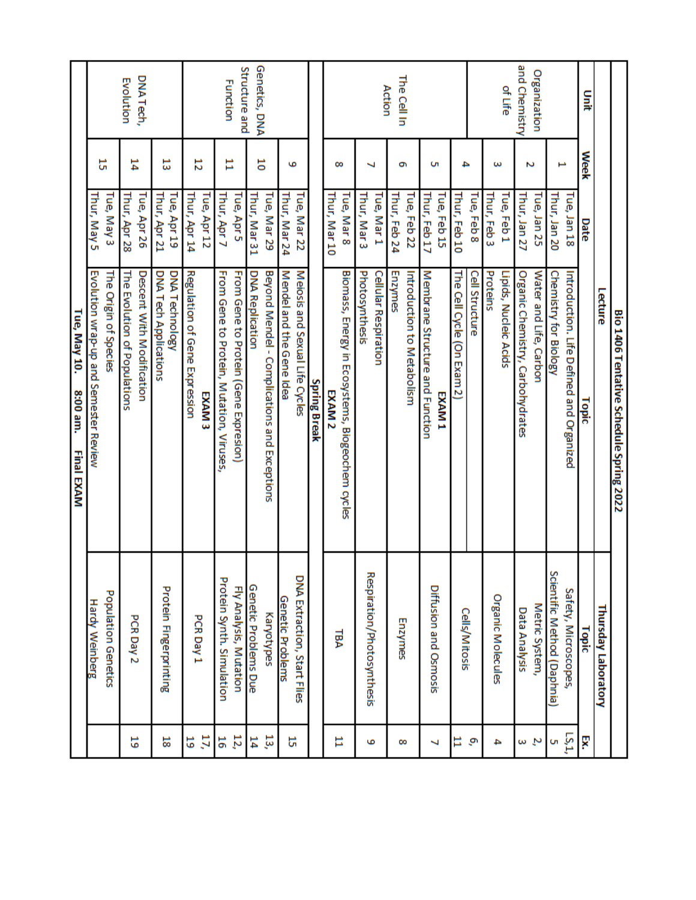# Bio 1406 Tentative Schedule Spring 2022

| Unit | Week | Lecture Date | Lecture Topic | Thursday Laboratory Topic | Ex. |
|---|---|---|---|---|---|
| Organization and Chemistry of Life | 1 | Tue, Jan 18 | Introduction. Life Defined and Organized | Safety, Microscopes, Scientific Method (Daphnia) | LS,1, 5 |
| | | Thur, Jan 20 | Chemistry for Biology | | |
| | 2 | Tue, Jan 25 | Water and Life, Carbon | Metric System, Data Analysis | 2, 3 |
| | | Thur, Jan 27 | Organic Chemistry, Carbohydrates | | |
| | 3 | Tue, Feb 1 | Lipids, Nucleic Acids | Organic Molecules | 4 |
| | | Thur, Feb 3 | Proteins | | |
| | 4 | Tue, Feb 8 | Cell Structure | Cells/Mitosis | 6, 11 |
| The Cell In Action | | Thur, Feb 10 | The Cell Cycle (On Exam 2) | | |
| | 5 | Tue, Feb 15 | **EXAM 1** | Diffusion and Osmosis | 7 |
| | | Thur, Feb 17 | Membrane Structure and Function | | |
| | 6 | Tue, Feb 22 | Introduction to Metabolism | Enzymes | 8 |
| | | Thur, Feb 24 | Enzymes | | |
| | 7 | Tue, Mar 1 | Cellular Respiration | Respiration/Photosynthesis | 9 |
| | | Thur, Mar 3 | Photosynthesis | | |
| | 8 | Tue, Mar 8 | Biomass, Energy in Ecosystems, Biogeochem cycles | TBA | 11 |
| | | Thur, Mar 10 | **EXAM 2** | | |
| | | | **Spring Break** | | |
| Genetics, DNA Structure and Function | 9 | Tue, Mar 22 | Meiosis and Sexual Life Cycles | DNA Extraction, Start Flies Genetic Problems | 15 |
| | | Thur, Mar 24 | Mendel and the Gene Idea | | |
| | 10 | Tue, Mar 29 | Beyond Mendel - Complications and Exceptions | Karyotypes Genetic Problems Due | 13, 14 |
| | | Thur, Mar 31 | DNA Replication | | |
| | 11 | Tue, Apr 5 | From Gene to Protein (Gene Expresion) | Fly Analysis, Mutation Protein Synth. Simulation | 12, 16 |
| | | Thur, Apr 7 | From Gene to Protein, Mutation, Viruses, | | |
| | 12 | Tue, Apr 12 | **EXAM 3** | PCR Day 1 | 17, 19 |
| | | Thur, Apr 14 | Regulation of Gene Expression | | |
| DNA Tech, Evolution | 13 | Tue, Apr 19 | DNA Technology | Protein Fingerprinting | 18 |
| | | Thur, Apr 21 | DNA Tech Applications | | |
| | 14 | Tue, Apr 26 | Descent With Modification | PCR Day 2 | 19 |
| | | Thur, Apr 28 | The Evolution of Populations | | |
| | 15 | Tue, May 3 | The Origin of Species | Population Genetics Hardy Weinberg | |
| | | Thur, May 5 | Evolution wrap-up and Semester Review | | |
| | | | **Tue, May 10. 8:00 am. Final EXAM** | | |